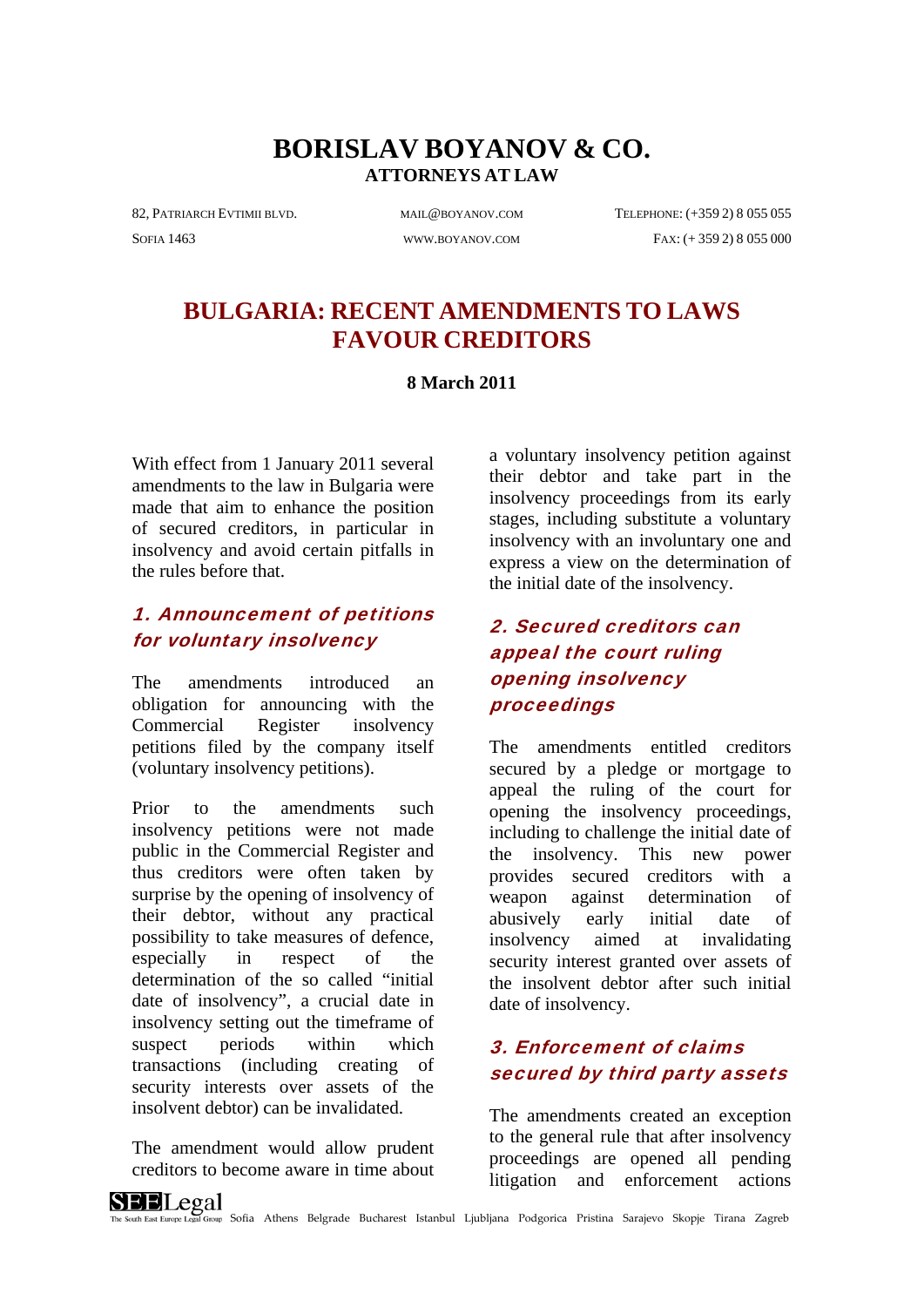# BORISLAV BOYANOV & CO.

**ATTORNEYS AT LAW**

82, PATRIARCH EVTIMII BLVD. SOFIA 1463 | MAIL@BOYANOV.COM WWW.BOYANOV.COM | TELEPHONE: (+359 2) 8 055 055 FAX: (+ 359 2) 8 055 000

## BULGARIA: RECENT AMENDMENTS TO LAWS FAVOUR CREDITORS

**8 March 2011**

With effect from 1 January 2011 several amendments to the law in Bulgaria were made that aim to enhance the position of secured creditors, in particular in insolvency and avoid certain pitfalls in the rules before that.

### *1. Announcement of petitions for voluntary insolvency*

The amendments introduced an obligation for announcing with the Commercial Register insolvency petitions filed by the company itself (voluntary insolvency petitions).

Prior to the amendments such insolvency petitions were not made public in the Commercial Register and thus creditors were often taken by surprise by the opening of insolvency of their debtor, without any practical possibility to take measures of defence, especially in respect of the determination of the so called "initial date of insolvency", a crucial date in insolvency setting out the timeframe of suspect periods within which transactions (including creating of security interests over assets of the insolvent debtor) can be invalidated.

The amendment would allow prudent creditors to become aware in time about a voluntary insolvency petition against their debtor and take part in the insolvency proceedings from its early stages, including substitute a voluntary insolvency with an involuntary one and express a view on the determination of the initial date of the insolvency.

### *2. Secured creditors can appeal the court ruling opening insolvency proceedings*

The amendments entitled creditors secured by a pledge or mortgage to appeal the ruling of the court for opening the insolvency proceedings, including to challenge the initial date of the insolvency. This new power provides secured creditors with a weapon against determination of abusively early initial date of insolvency aimed at invalidating security interest granted over assets of the insolvent debtor after such initial date of insolvency.

### *3. Enforcement of claims secured by third party assets*

The amendments created an exception to the general rule that after insolvency proceedings are opened all pending litigation and enforcement actions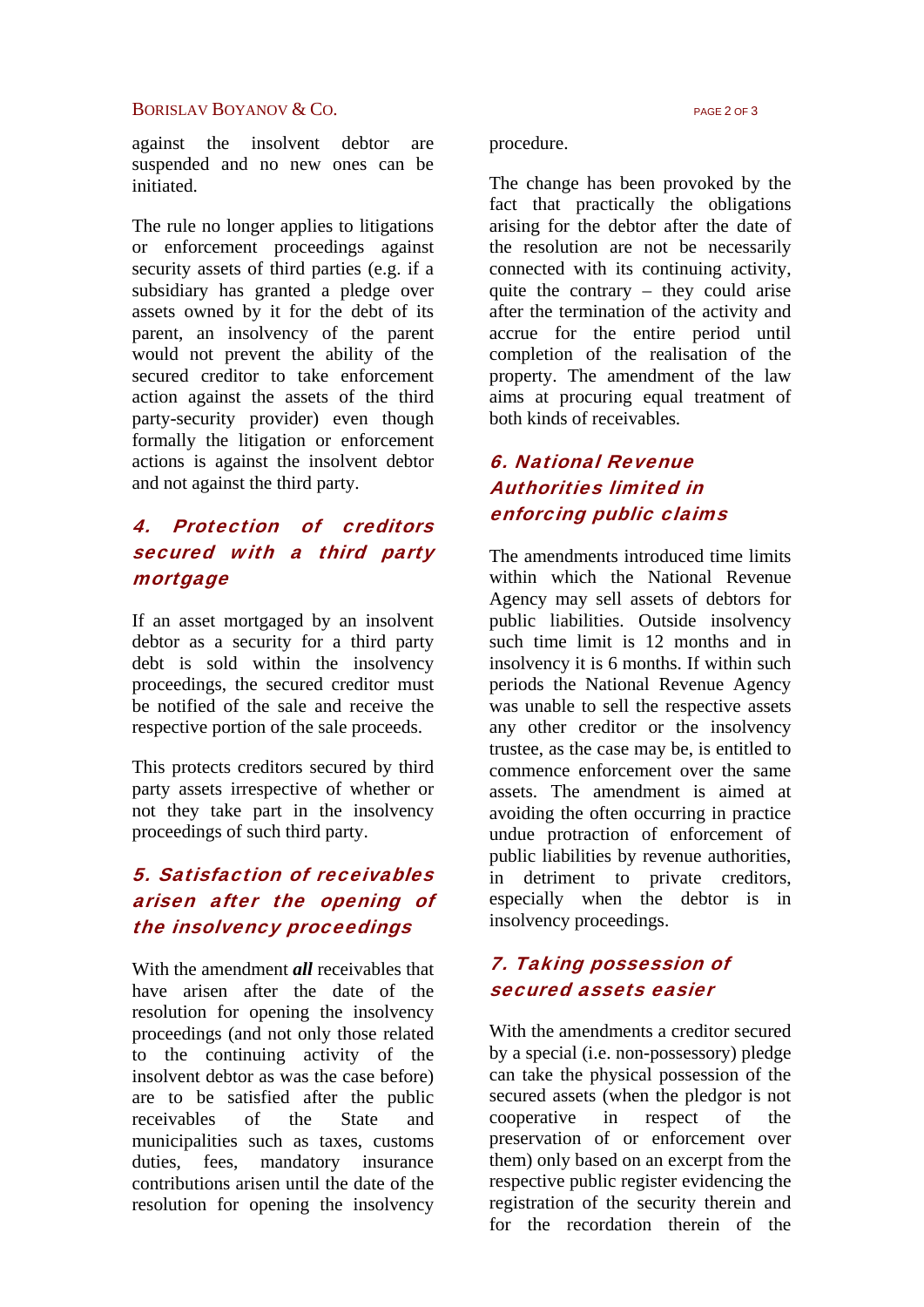against the insolvent debtor are suspended and no new ones can be initiated.

The rule no longer applies to litigations or enforcement proceedings against security assets of third parties (e.g. if a subsidiary has granted a pledge over assets owned by it for the debt of its parent, an insolvency of the parent would not prevent the ability of the secured creditor to take enforcement action against the assets of the third party-security provider) even though formally the litigation or enforcement actions is against the insolvent debtor and not against the third party.

## 4. Protection of creditors secured with a third party mortgage

If an asset mortgaged by an insolvent debtor as a security for a third party debt is sold within the insolvency proceedings, the secured creditor must be notified of the sale and receive the respective portion of the sale proceeds.

This protects creditors secured by third party assets irrespective of whether or not they take part in the insolvency proceedings of such third party.

## 5. Satisfaction of receivables arisen after the opening of the insolvency proceedings

With the amendment ***all*** receivables that have arisen after the date of the resolution for opening the insolvency proceedings (and not only those related to the continuing activity of the insolvent debtor as was the case before) are to be satisfied after the public receivables of the State and municipalities such as taxes, customs duties, fees, mandatory insurance contributions arisen until the date of the resolution for opening the insolvency procedure.

The change has been provoked by the fact that practically the obligations arising for the debtor after the date of the resolution are not be necessarily connected with its continuing activity, quite the contrary – they could arise after the termination of the activity and accrue for the entire period until completion of the realisation of the property. The amendment of the law aims at procuring equal treatment of both kinds of receivables.

## 6. National Revenue Authorities limited in enforcing public claims

The amendments introduced time limits within which the National Revenue Agency may sell assets of debtors for public liabilities. Outside insolvency such time limit is 12 months and in insolvency it is 6 months. If within such periods the National Revenue Agency was unable to sell the respective assets any other creditor or the insolvency trustee, as the case may be, is entitled to commence enforcement over the same assets. The amendment is aimed at avoiding the often occurring in practice undue protraction of enforcement of public liabilities by revenue authorities, in detriment to private creditors, especially when the debtor is in insolvency proceedings.

## 7. Taking possession of secured assets easier

With the amendments a creditor secured by a special (i.e. non-possessory) pledge can take the physical possession of the secured assets (when the pledgor is not cooperative in respect of the preservation of or enforcement over them) only based on an excerpt from the respective public register evidencing the registration of the security therein and for the recordation therein of the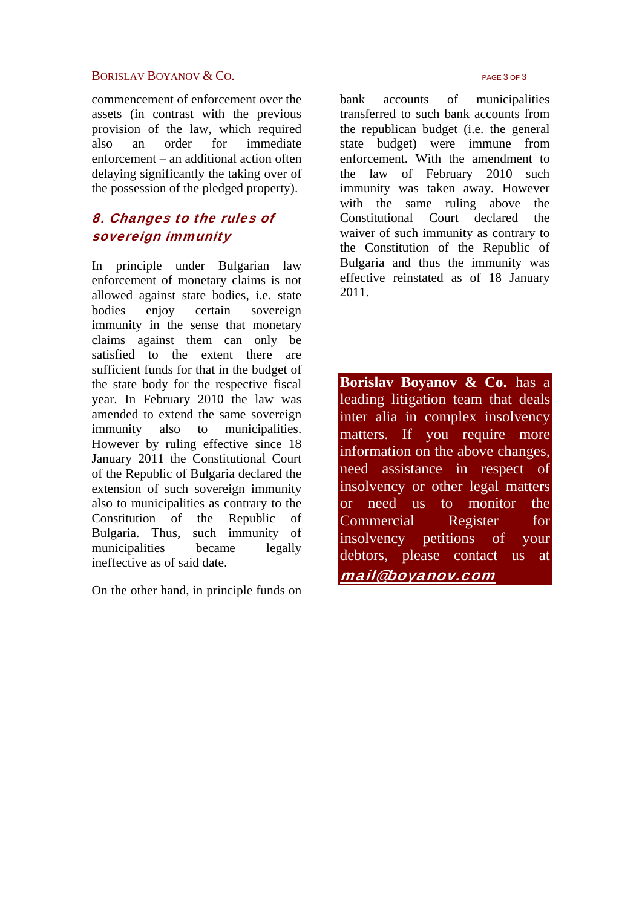commencement of enforcement over the assets (in contrast with the previous provision of the law, which required also an order for immediate enforcement – an additional action often delaying significantly the taking over of the possession of the pledged property).

## *8. Changes to the rules of sovereign immunity*

In principle under Bulgarian law enforcement of monetary claims is not allowed against state bodies, i.e. state bodies enjoy certain sovereign immunity in the sense that monetary claims against them can only be satisfied to the extent there are sufficient funds for that in the budget of the state body for the respective fiscal year. In February 2010 the law was amended to extend the same sovereign immunity also to municipalities. However by ruling effective since 18 January 2011 the Constitutional Court of the Republic of Bulgaria declared the extension of such sovereign immunity also to municipalities as contrary to the Constitution of the Republic of Bulgaria. Thus, such immunity of municipalities became legally ineffective as of said date.

On the other hand, in principle funds on bank accounts of municipalities transferred to such bank accounts from the republican budget (i.e. the general state budget) were immune from enforcement. With the amendment to the law of February 2010 such immunity was taken away. However with the same ruling above the Constitutional Court declared the waiver of such immunity as contrary to the Constitution of the Republic of Bulgaria and thus the immunity was effective reinstated as of 18 January 2011.

**Borislav Boyanov & Co.** has a leading litigation team that deals inter alia in complex insolvency matters. If you require more information on the above changes, need assistance in respect of insolvency or other legal matters or need us to monitor the Commercial Register for insolvency petitions of your debtors, please contact us at ***mail@boyanov.com***